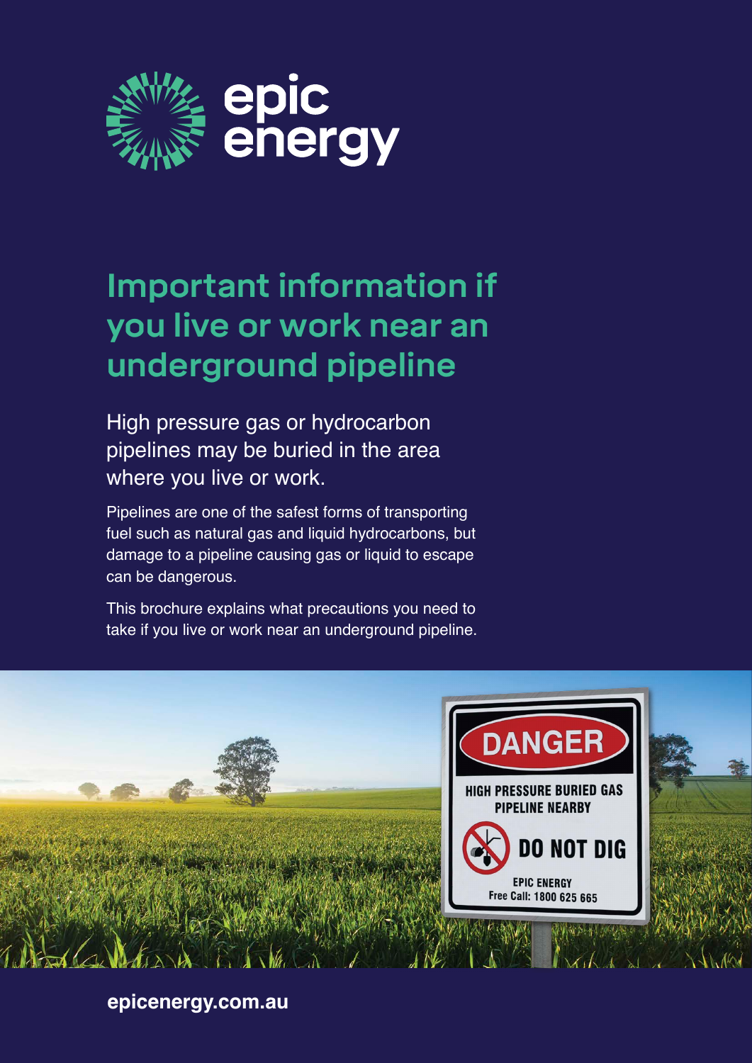epic energy

# Important information if you live or work near an underground pipeline

## High pressure gas or hydrocarbon pipelines may be buried in the area where you live or work.

Pipelines are one of the safest forms of transporting fuel such as natural gas and liquid hydrocarbons, but damage to a pipeline causing gas or liquid to escape can be dangerous.

This brochure explains what precautions you need to take if you live or work near an underground pipeline.

DANGER

HIGH PRESSURE BURIED GAS PIPELINE NEARBY

DO NOT DIG

EPIC ENERGY
Free Call: 1800 625 665

**epicenergy.com.au**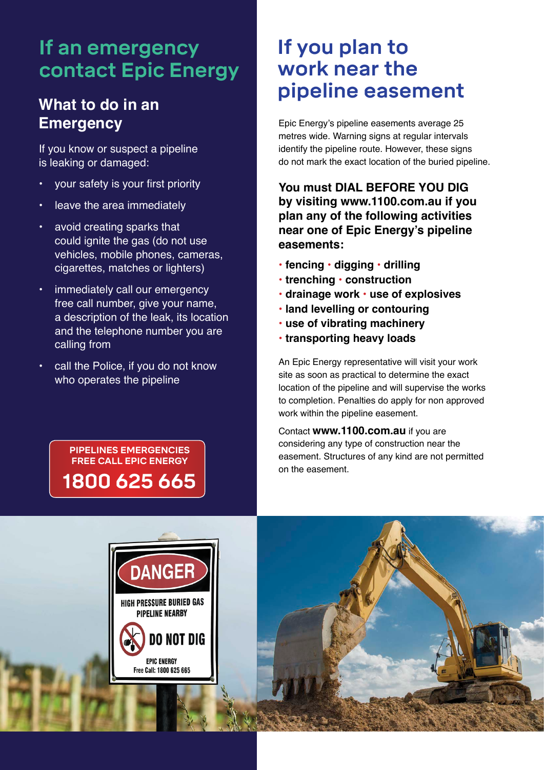# If an emergency contact Epic Energy

## What to do in an Emergency

If you know or suspect a pipeline is leaking or damaged:

- your safety is your first priority
- leave the area immediately
- avoid creating sparks that could ignite the gas (do not use vehicles, mobile phones, cameras, cigarettes, matches or lighters)
- immediately call our emergency free call number, give your name, a description of the leak, its location and the telephone number you are calling from
- call the Police, if you do not know who operates the pipeline

**PIPELINES EMERGENCIES FREE CALL EPIC ENERGY**

**1800 625 665**

# If you plan to work near the pipeline easement

Epic Energy's pipeline easements average 25 metres wide. Warning signs at regular intervals identify the pipeline route. However, these signs do not mark the exact location of the buried pipeline.

**You must DIAL BEFORE YOU DIG by visiting www.1100.com.au if you plan any of the following activities near one of Epic Energy's pipeline easements:**

- **fencing** • **digging** • **drilling**
- **trenching** • **construction**
- **drainage work** • **use of explosives**
- **land levelling or contouring**
- **use of vibrating machinery**
- **transporting heavy loads**

An Epic Energy representative will visit your work site as soon as practical to determine the exact location of the pipeline and will supervise the works to completion. Penalties do apply for non approved work within the pipeline easement.

Contact **www.1100.com.au** if you are considering any type of construction near the easement. Structures of any kind are not permitted on the easement.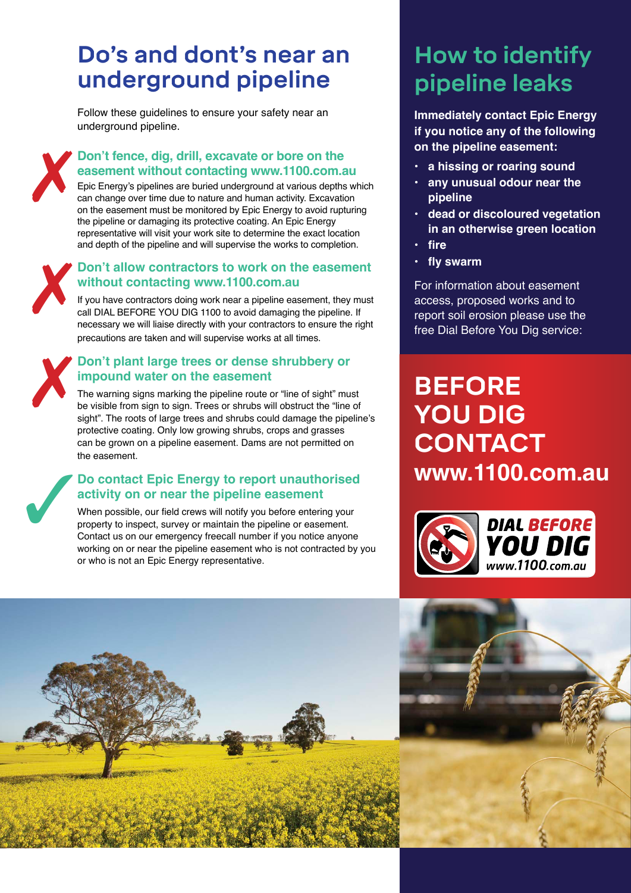# Do's and dont's near an underground pipeline

Follow these guidelines to ensure your safety near an underground pipeline.

## ✗ Don't fence, dig, drill, excavate or bore on the easement without contacting www.1100.com.au

Epic Energy's pipelines are buried underground at various depths which can change over time due to nature and human activity. Excavation on the easement must be monitored by Epic Energy to avoid rupturing the pipeline or damaging its protective coating. An Epic Energy representative will visit your work site to determine the exact location and depth of the pipeline and will supervise the works to completion.

## ✗ Don't allow contractors to work on the easement without contacting www.1100.com.au

If you have contractors doing work near a pipeline easement, they must call DIAL BEFORE YOU DIG 1100 to avoid damaging the pipeline. If necessary we will liaise directly with your contractors to ensure the right precautions are taken and will supervise works at all times.

## ✗ Don't plant large trees or dense shrubbery or impound water on the easement

The warning signs marking the pipeline route or "line of sight" must be visible from sign to sign. Trees or shrubs will obstruct the "line of sight". The roots of large trees and shrubs could damage the pipeline's protective coating. Only low growing shrubs, crops and grasses can be grown on a pipeline easement. Dams are not permitted on the easement.

## ✓ Do contact Epic Energy to report unauthorised activity on or near the pipeline easement

When possible, our field crews will notify you before entering your property to inspect, survey or maintain the pipeline or easement. Contact us on our emergency freecall number if you notice anyone working on or near the pipeline easement who is not contracted by you or who is not an Epic Energy representative.

# How to identify pipeline leaks

**Immediately contact Epic Energy if you notice any of the following on the pipeline easement:**

- **a hissing or roaring sound**
- **any unusual odour near the pipeline**
- **dead or discoloured vegetation in an otherwise green location**
- **fire**
- **fly swarm**

For information about easement access, proposed works and to report soil erosion please use the free Dial Before You Dig service:

## BEFORE YOU DIG CONTACT www.1100.com.au

DIAL BEFORE YOU DIG
www.1100.com.au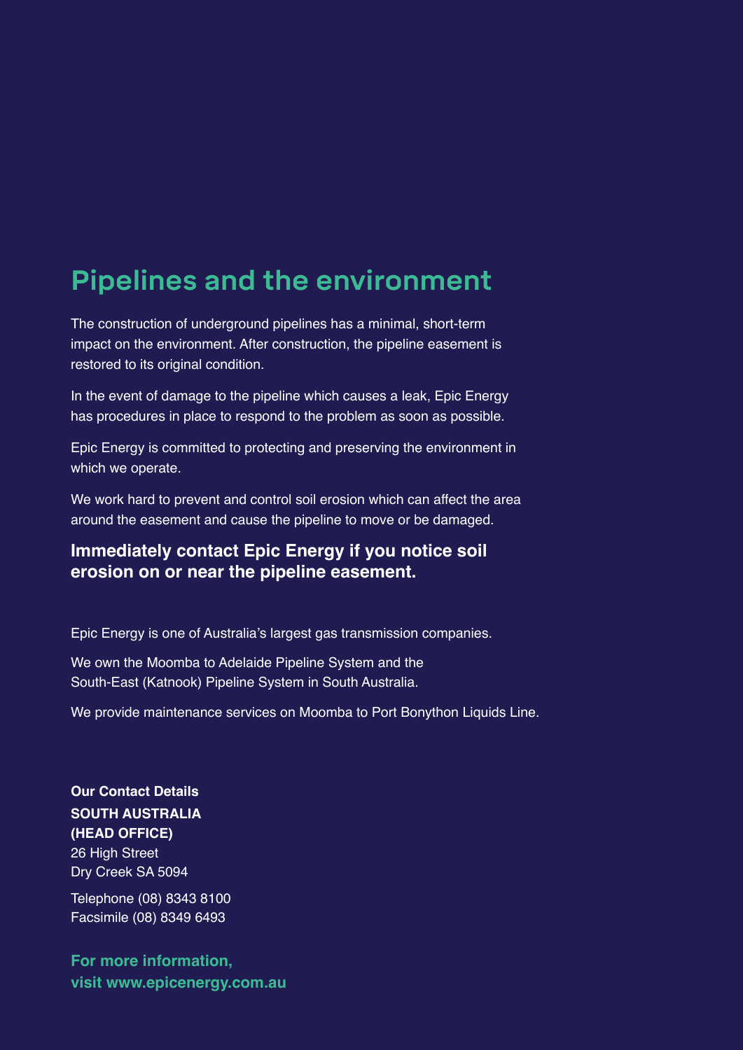## Pipelines and the environment

The construction of underground pipelines has a minimal, short-term impact on the environment. After construction, the pipeline easement is restored to its original condition.

In the event of damage to the pipeline which causes a leak, Epic Energy has procedures in place to respond to the problem as soon as possible.

Epic Energy is committed to protecting and preserving the environment in which we operate.

We work hard to prevent and control soil erosion which can affect the area around the easement and cause the pipeline to move or be damaged.

**Immediately contact Epic Energy if you notice soil erosion on or near the pipeline easement.**

Epic Energy is one of Australia's largest gas transmission companies.

We own the Moomba to Adelaide Pipeline System and the South-East (Katnook) Pipeline System in South Australia.

We provide maintenance services on Moomba to Port Bonython Liquids Line.

**Our Contact Details**

**SOUTH AUSTRALIA (HEAD OFFICE)**
26 High Street
Dry Creek SA 5094

Telephone (08) 8343 8100
Facsimile (08) 8349 6493

**For more information, visit www.epicenergy.com.au**